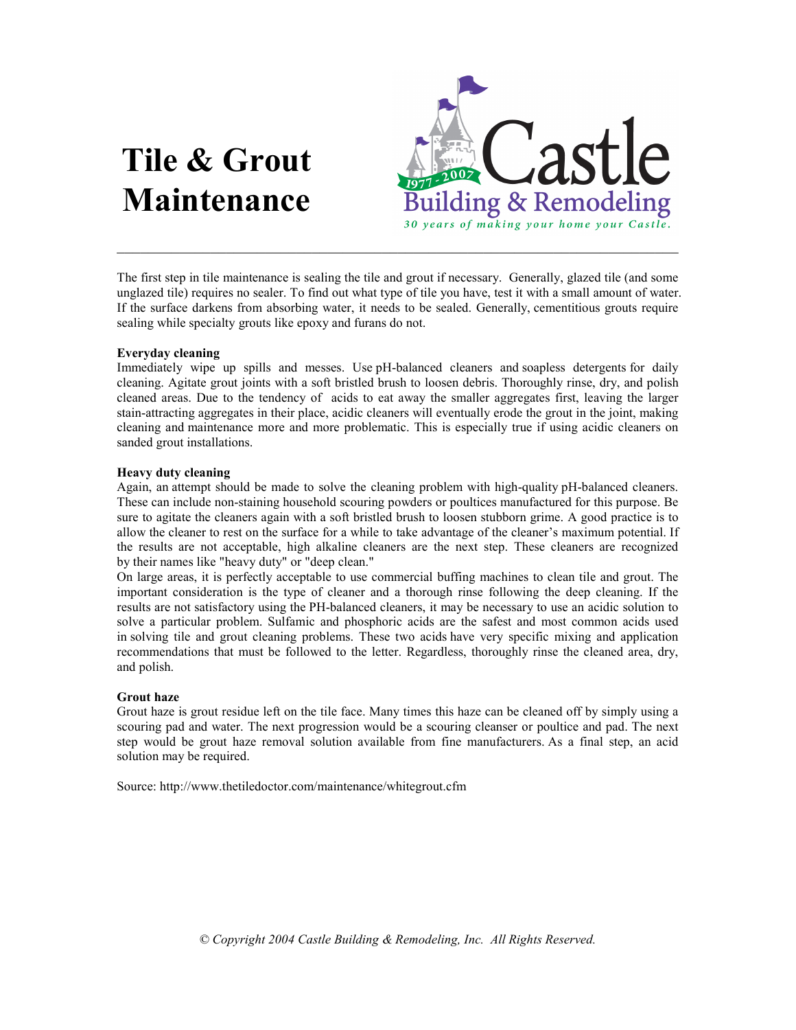# Tile & Grout Maintenance

Castle Building & Remodeling
1977 - 2007
*30 years of making your home your Castle.*

---

The first step in tile maintenance is sealing the tile and grout if necessary. Generally, glazed tile (and some unglazed tile) requires no sealer. To find out what type of tile you have, test it with a small amount of water. If the surface darkens from absorbing water, it needs to be sealed. Generally, cementitious grouts require sealing while specialty grouts like epoxy and furans do not.

**Everyday cleaning**
Immediately wipe up spills and messes. Use pH-balanced cleaners and soapless detergents for daily cleaning. Agitate grout joints with a soft bristled brush to loosen debris. Thoroughly rinse, dry, and polish cleaned areas. Due to the tendency of acids to eat away the smaller aggregates first, leaving the larger stain-attracting aggregates in their place, acidic cleaners will eventually erode the grout in the joint, making cleaning and maintenance more and more problematic. This is especially true if using acidic cleaners on sanded grout installations.

**Heavy duty cleaning**
Again, an attempt should be made to solve the cleaning problem with high-quality pH-balanced cleaners. These can include non-staining household scouring powders or poultices manufactured for this purpose. Be sure to agitate the cleaners again with a soft bristled brush to loosen stubborn grime. A good practice is to allow the cleaner to rest on the surface for a while to take advantage of the cleaner's maximum potential. If the results are not acceptable, high alkaline cleaners are the next step. These cleaners are recognized by their names like "heavy duty" or "deep clean."
On large areas, it is perfectly acceptable to use commercial buffing machines to clean tile and grout. The important consideration is the type of cleaner and a thorough rinse following the deep cleaning. If the results are not satisfactory using the PH-balanced cleaners, it may be necessary to use an acidic solution to solve a particular problem. Sulfamic and phosphoric acids are the safest and most common acids used in solving tile and grout cleaning problems. These two acids have very specific mixing and application recommendations that must be followed to the letter. Regardless, thoroughly rinse the cleaned area, dry, and polish.

**Grout haze**
Grout haze is grout residue left on the tile face. Many times this haze can be cleaned off by simply using a scouring pad and water. The next progression would be a scouring cleanser or poultice and pad. The next step would be grout haze removal solution available from fine manufacturers. As a final step, an acid solution may be required.

Source: http://www.thetiledoctor.com/maintenance/whitegrout.cfm

*© Copyright 2004 Castle Building & Remodeling, Inc. All Rights Reserved.*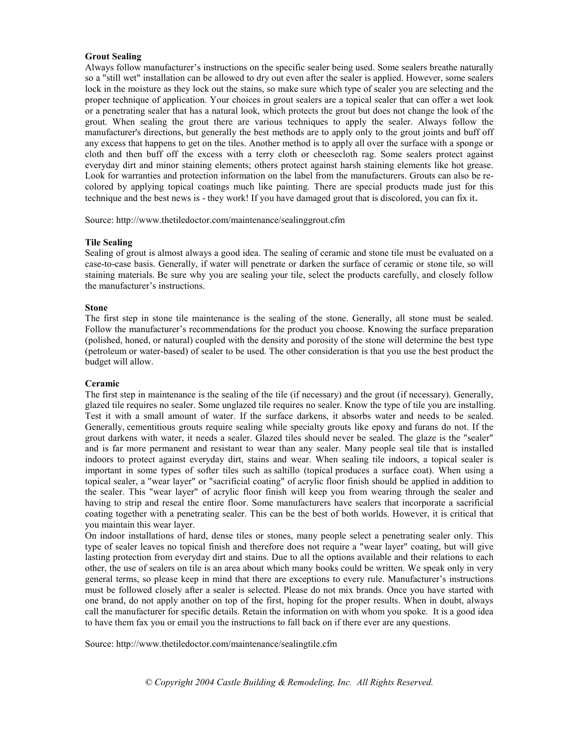**Grout Sealing**

Always follow manufacturer's instructions on the specific sealer being used. Some sealers breathe naturally so a "still wet" installation can be allowed to dry out even after the sealer is applied. However, some sealers lock in the moisture as they lock out the stains, so make sure which type of sealer you are selecting and the proper technique of application. Your choices in grout sealers are a topical sealer that can offer a wet look or a penetrating sealer that has a natural look, which protects the grout but does not change the look of the grout. When sealing the grout there are various techniques to apply the sealer. Always follow the manufacturer's directions, but generally the best methods are to apply only to the grout joints and buff off any excess that happens to get on the tiles. Another method is to apply all over the surface with a sponge or cloth and then buff off the excess with a terry cloth or cheesecloth rag. Some sealers protect against everyday dirt and minor staining elements; others protect against harsh staining elements like hot grease. Look for warranties and protection information on the label from the manufacturers. Grouts can also be re-colored by applying topical coatings much like painting. There are special products made just for this technique and the best news is - they work! If you have damaged grout that is discolored, you can fix it.

Source: http://www.thetiledoctor.com/maintenance/sealinggrout.cfm

**Tile Sealing**

Sealing of grout is almost always a good idea. The sealing of ceramic and stone tile must be evaluated on a case-to-case basis. Generally, if water will penetrate or darken the surface of ceramic or stone tile, so will staining materials. Be sure why you are sealing your tile, select the products carefully, and closely follow the manufacturer's instructions.

**Stone**

The first step in stone tile maintenance is the sealing of the stone. Generally, all stone must be sealed. Follow the manufacturer's recommendations for the product you choose. Knowing the surface preparation (polished, honed, or natural) coupled with the density and porosity of the stone will determine the best type (petroleum or water-based) of sealer to be used. The other consideration is that you use the best product the budget will allow.

**Ceramic**

The first step in maintenance is the sealing of the tile (if necessary) and the grout (if necessary). Generally, glazed tile requires no sealer. Some unglazed tile requires no sealer. Know the type of tile you are installing. Test it with a small amount of water. If the surface darkens, it absorbs water and needs to be sealed. Generally, cementitious grouts require sealing while specialty grouts like epoxy and furans do not. If the grout darkens with water, it needs a sealer. Glazed tiles should never be sealed. The glaze is the "sealer" and is far more permanent and resistant to wear than any sealer. Many people seal tile that is installed indoors to protect against everyday dirt, stains and wear. When sealing tile indoors, a topical sealer is important in some types of softer tiles such as saltillo (topical produces a surface coat). When using a topical sealer, a "wear layer" or "sacrificial coating" of acrylic floor finish should be applied in addition to the sealer. This "wear layer" of acrylic floor finish will keep you from wearing through the sealer and having to strip and reseal the entire floor. Some manufacturers have sealers that incorporate a sacrificial coating together with a penetrating sealer. This can be the best of both worlds. However, it is critical that you maintain this wear layer.

On indoor installations of hard, dense tiles or stones, many people select a penetrating sealer only. This type of sealer leaves no topical finish and therefore does not require a "wear layer" coating, but will give lasting protection from everyday dirt and stains. Due to all the options available and their relations to each other, the use of sealers on tile is an area about which many books could be written. We speak only in very general terms, so please keep in mind that there are exceptions to every rule. Manufacturer's instructions must be followed closely after a sealer is selected. Please do not mix brands. Once you have started with one brand, do not apply another on top of the first, hoping for the proper results. When in doubt, always call the manufacturer for specific details. Retain the information on with whom you spoke. It is a good idea to have them fax you or email you the instructions to fall back on if there ever are any questions.

Source: http://www.thetiledoctor.com/maintenance/sealingtile.cfm

*© Copyright 2004 Castle Building & Remodeling, Inc. All Rights Reserved.*